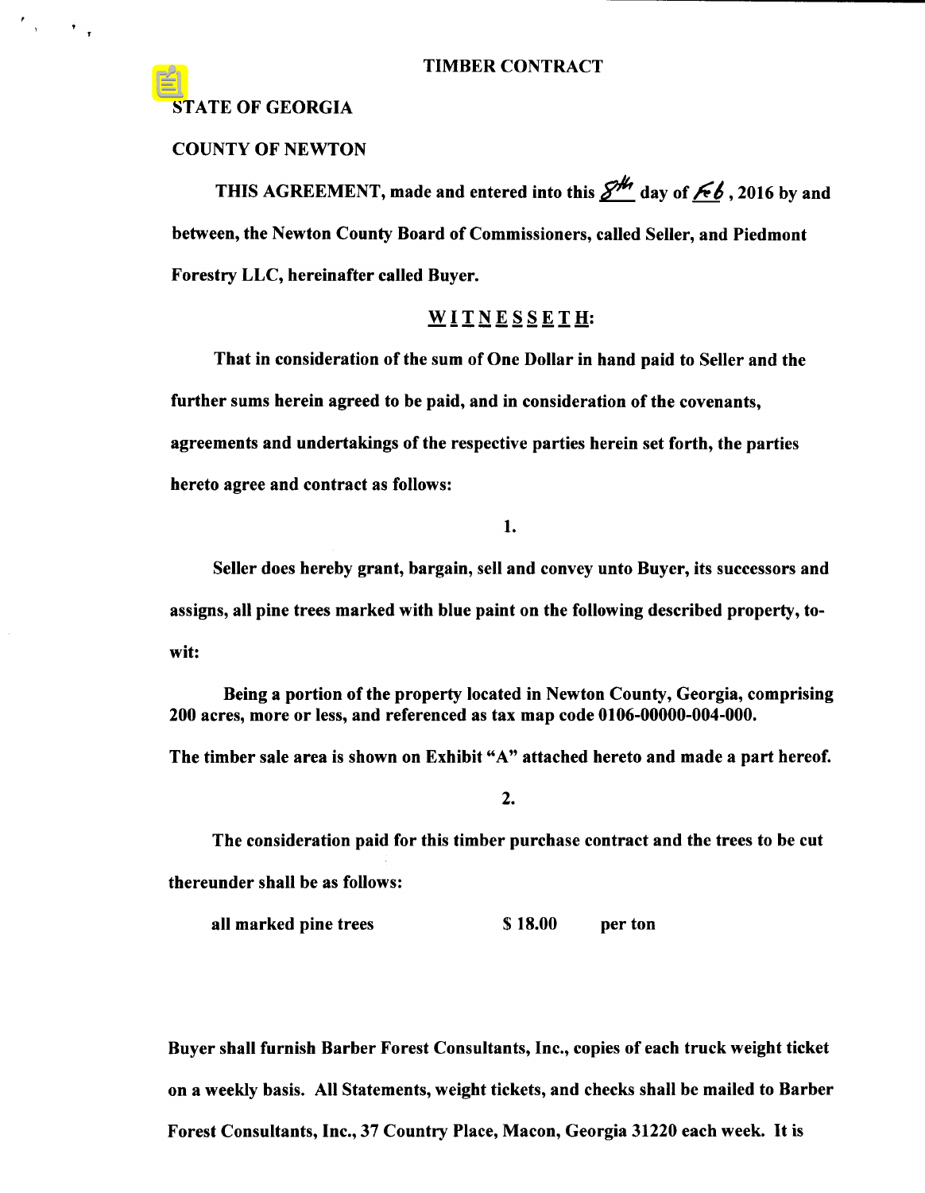# TIMBER CONTRACT

**STATE OF GEORGIA**

**COUNTY OF NEWTON**

**THIS AGREEMENT, made and entered into this 8th day of Feb, 2016 by and between, the Newton County Board of Commissioners, called Seller, and Piedmont Forestry LLC, hereinafter called Buyer.**

## W I T N E S S E T H:

**That in consideration of the sum of One Dollar in hand paid to Seller and the further sums herein agreed to be paid, and in consideration of the covenants, agreements and undertakings of the respective parties herein set forth, the parties hereto agree and contract as follows:**

**1.**

**Seller does hereby grant, bargain, sell and convey unto Buyer, its successors and assigns, all pine trees marked with blue paint on the following described property, to-wit:**

**Being a portion of the property located in Newton County, Georgia, comprising 200 acres, more or less, and referenced as tax map code 0106-00000-004-000.**

**The timber sale area is shown on Exhibit "A" attached hereto and made a part hereof.**

**2.**

**The consideration paid for this timber purchase contract and the trees to be cut thereunder shall be as follows:**

| | | |
|---|---|---|
| **all marked pine trees** | **$ 18.00** | **per ton** |

**Buyer shall furnish Barber Forest Consultants, Inc., copies of each truck weight ticket on a weekly basis. All Statements, weight tickets, and checks shall be mailed to Barber Forest Consultants, Inc., 37 Country Place, Macon, Georgia 31220 each week. It is**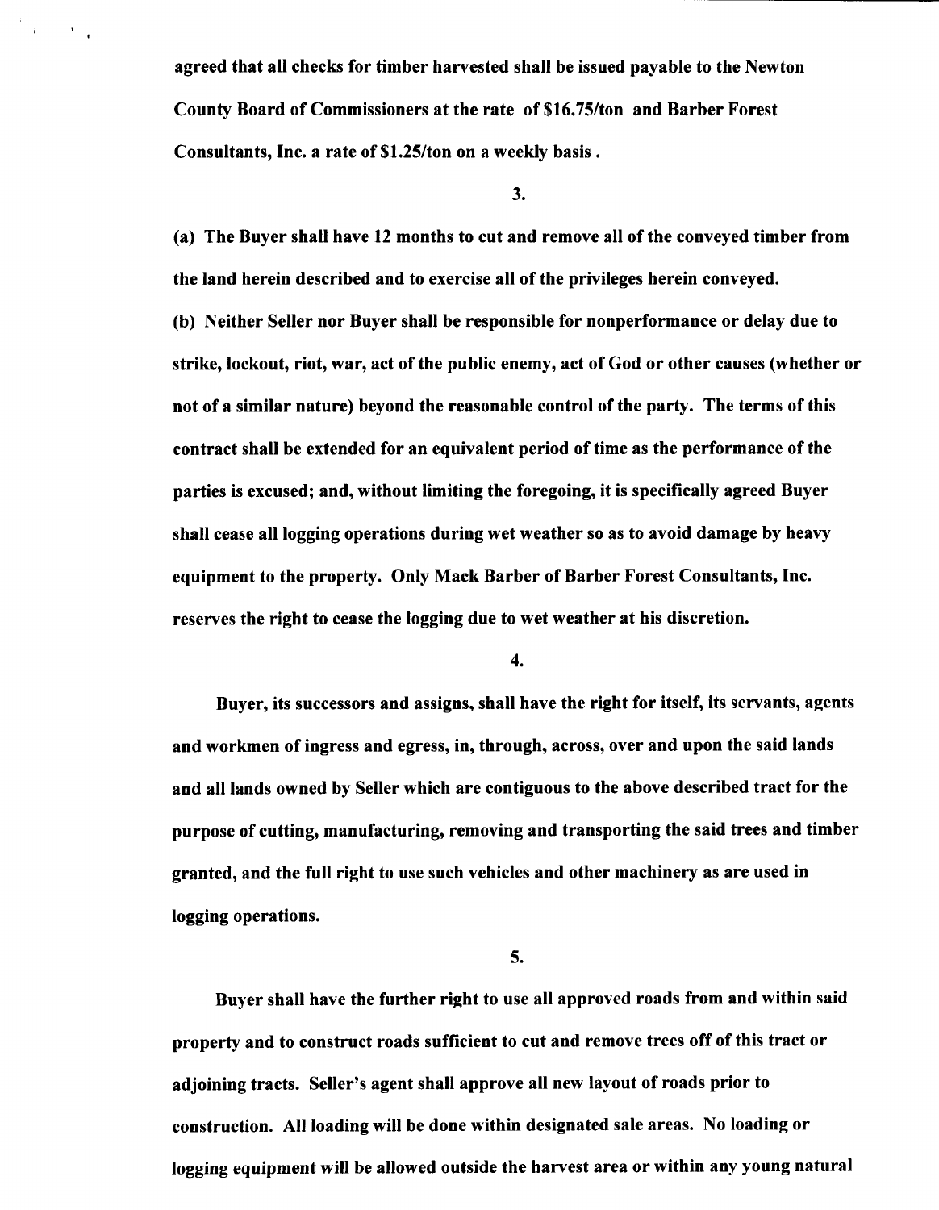**agreed that all checks for timber harvested shall be issued payable to the Newton County Board of Commissioners at the rate of $16.75/ton and Barber Forest Consultants, Inc. a rate of $1.25/ton on a weekly basis.**

**3.**

**(a) The Buyer shall have 12 months to cut and remove all of the conveyed timber from the land herein described and to exercise all of the privileges herein conveyed.**

**(b) Neither Seller nor Buyer shall be responsible for nonperformance or delay due to strike, lockout, riot, war, act of the public enemy, act of God or other causes (whether or not of a similar nature) beyond the reasonable control of the party. The terms of this contract shall be extended for an equivalent period of time as the performance of the parties is excused; and, without limiting the foregoing, it is specifically agreed Buyer shall cease all logging operations during wet weather so as to avoid damage by heavy equipment to the property. Only Mack Barber of Barber Forest Consultants, Inc. reserves the right to cease the logging due to wet weather at his discretion.**

**4.**

**Buyer, its successors and assigns, shall have the right for itself, its servants, agents and workmen of ingress and egress, in, through, across, over and upon the said lands and all lands owned by Seller which are contiguous to the above described tract for the purpose of cutting, manufacturing, removing and transporting the said trees and timber granted, and the full right to use such vehicles and other machinery as are used in logging operations.**

**5.**

**Buyer shall have the further right to use all approved roads from and within said property and to construct roads sufficient to cut and remove trees off of this tract or adjoining tracts. Seller's agent shall approve all new layout of roads prior to construction. All loading will be done within designated sale areas. No loading or logging equipment will be allowed outside the harvest area or within any young natural**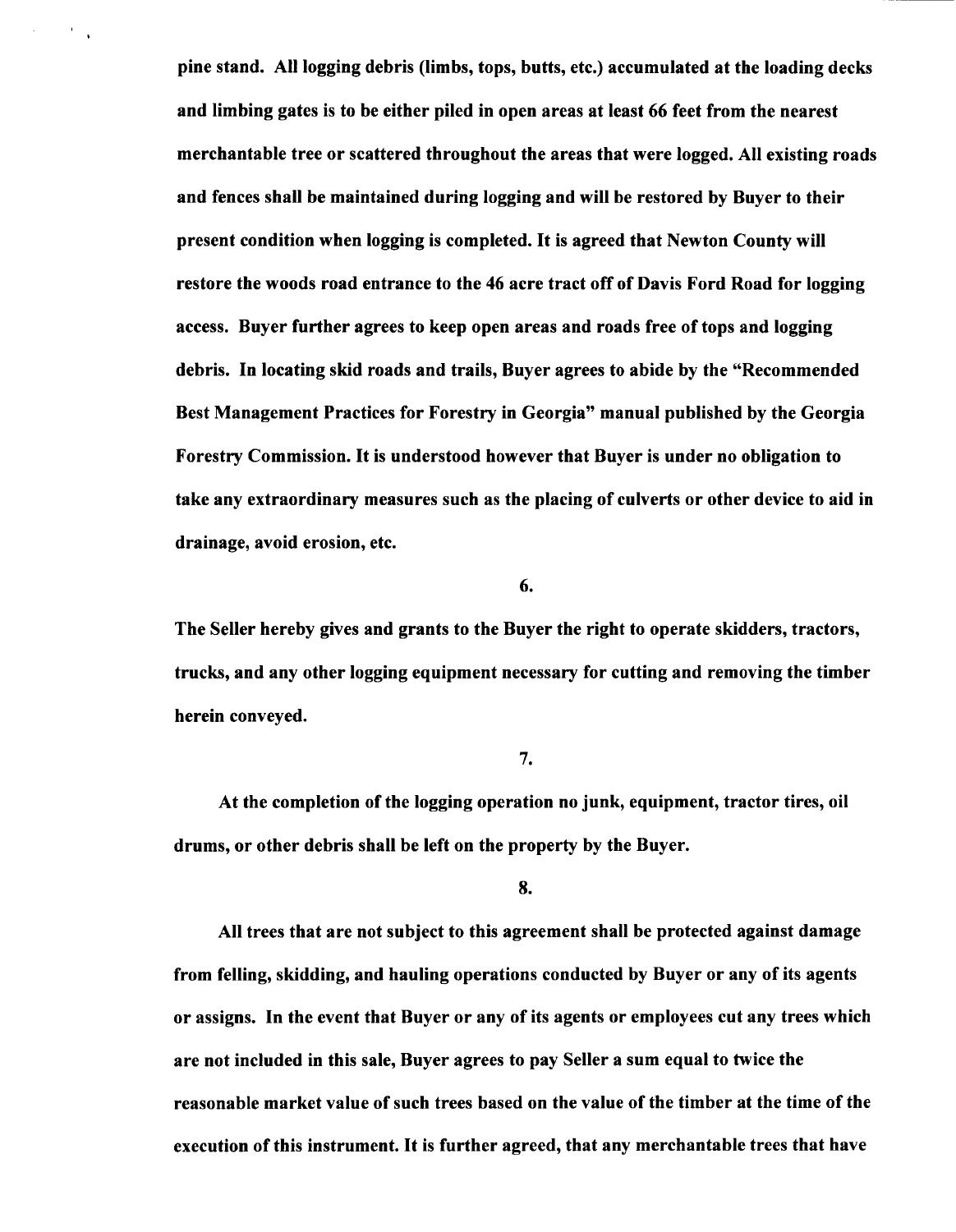**pine stand. All logging debris (limbs, tops, butts, etc.) accumulated at the loading decks and limbing gates is to be either piled in open areas at least 66 feet from the nearest merchantable tree or scattered throughout the areas that were logged. All existing roads and fences shall be maintained during logging and will be restored by Buyer to their present condition when logging is completed. It is agreed that Newton County will restore the woods road entrance to the 46 acre tract off of Davis Ford Road for logging access. Buyer further agrees to keep open areas and roads free of tops and logging debris. In locating skid roads and trails, Buyer agrees to abide by the "Recommended Best Management Practices for Forestry in Georgia" manual published by the Georgia Forestry Commission. It is understood however that Buyer is under no obligation to take any extraordinary measures such as the placing of culverts or other device to aid in drainage, avoid erosion, etc.**

**6.**

**The Seller hereby gives and grants to the Buyer the right to operate skidders, tractors, trucks, and any other logging equipment necessary for cutting and removing the timber herein conveyed.**

**7.**

**At the completion of the logging operation no junk, equipment, tractor tires, oil drums, or other debris shall be left on the property by the Buyer.**

**8.**

**All trees that are not subject to this agreement shall be protected against damage from felling, skidding, and hauling operations conducted by Buyer or any of its agents or assigns. In the event that Buyer or any of its agents or employees cut any trees which are not included in this sale, Buyer agrees to pay Seller a sum equal to twice the reasonable market value of such trees based on the value of the timber at the time of the execution of this instrument. It is further agreed, that any merchantable trees that have**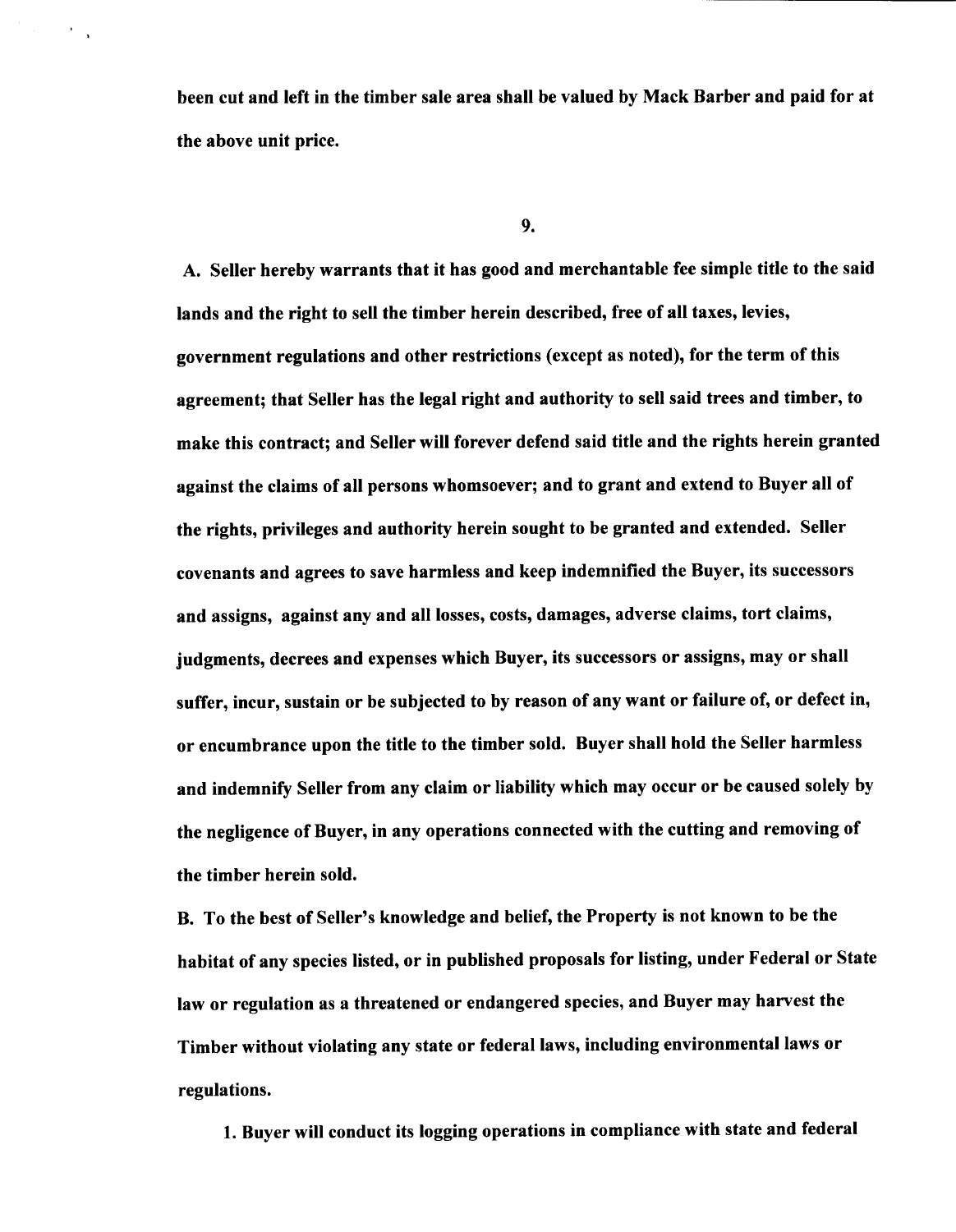**been cut and left in the timber sale area shall be valued by Mack Barber and paid for at the above unit price.**

**9.**

**A. Seller hereby warrants that it has good and merchantable fee simple title to the said lands and the right to sell the timber herein described, free of all taxes, levies, government regulations and other restrictions (except as noted), for the term of this agreement; that Seller has the legal right and authority to sell said trees and timber, to make this contract; and Seller will forever defend said title and the rights herein granted against the claims of all persons whomsoever; and to grant and extend to Buyer all of the rights, privileges and authority herein sought to be granted and extended. Seller covenants and agrees to save harmless and keep indemnified the Buyer, its successors and assigns, against any and all losses, costs, damages, adverse claims, tort claims, judgments, decrees and expenses which Buyer, its successors or assigns, may or shall suffer, incur, sustain or be subjected to by reason of any want or failure of, or defect in, or encumbrance upon the title to the timber sold. Buyer shall hold the Seller harmless and indemnify Seller from any claim or liability which may occur or be caused solely by the negligence of Buyer, in any operations connected with the cutting and removing of the timber herein sold.**

**B. To the best of Seller's knowledge and belief, the Property is not known to be the habitat of any species listed, or in published proposals for listing, under Federal or State law or regulation as a threatened or endangered species, and Buyer may harvest the Timber without violating any state or federal laws, including environmental laws or regulations.**

**1. Buyer will conduct its logging operations in compliance with state and federal**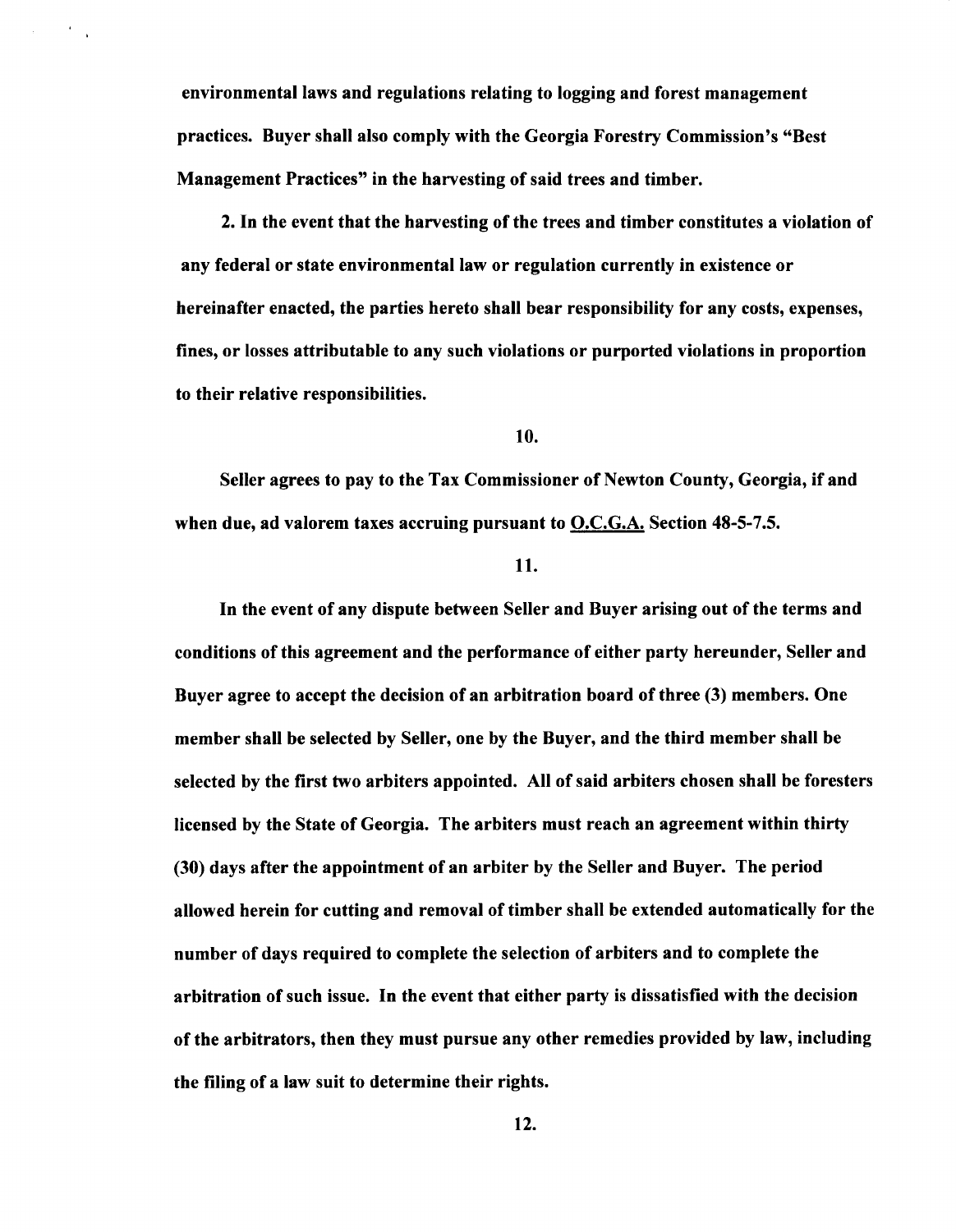**environmental laws and regulations relating to logging and forest management practices. Buyer shall also comply with the Georgia Forestry Commission's "Best Management Practices" in the harvesting of said trees and timber.**

**2. In the event that the harvesting of the trees and timber constitutes a violation of any federal or state environmental law or regulation currently in existence or hereinafter enacted, the parties hereto shall bear responsibility for any costs, expenses, fines, or losses attributable to any such violations or purported violations in proportion to their relative responsibilities.**

**10.**

**Seller agrees to pay to the Tax Commissioner of Newton County, Georgia, if and when due, ad valorem taxes accruing pursuant to O.C.G.A. Section 48-5-7.5.**

**11.**

**In the event of any dispute between Seller and Buyer arising out of the terms and conditions of this agreement and the performance of either party hereunder, Seller and Buyer agree to accept the decision of an arbitration board of three (3) members. One member shall be selected by Seller, one by the Buyer, and the third member shall be selected by the first two arbiters appointed. All of said arbiters chosen shall be foresters licensed by the State of Georgia. The arbiters must reach an agreement within thirty (30) days after the appointment of an arbiter by the Seller and Buyer. The period allowed herein for cutting and removal of timber shall be extended automatically for the number of days required to complete the selection of arbiters and to complete the arbitration of such issue. In the event that either party is dissatisfied with the decision of the arbitrators, then they must pursue any other remedies provided by law, including the filing of a law suit to determine their rights.**

**12.**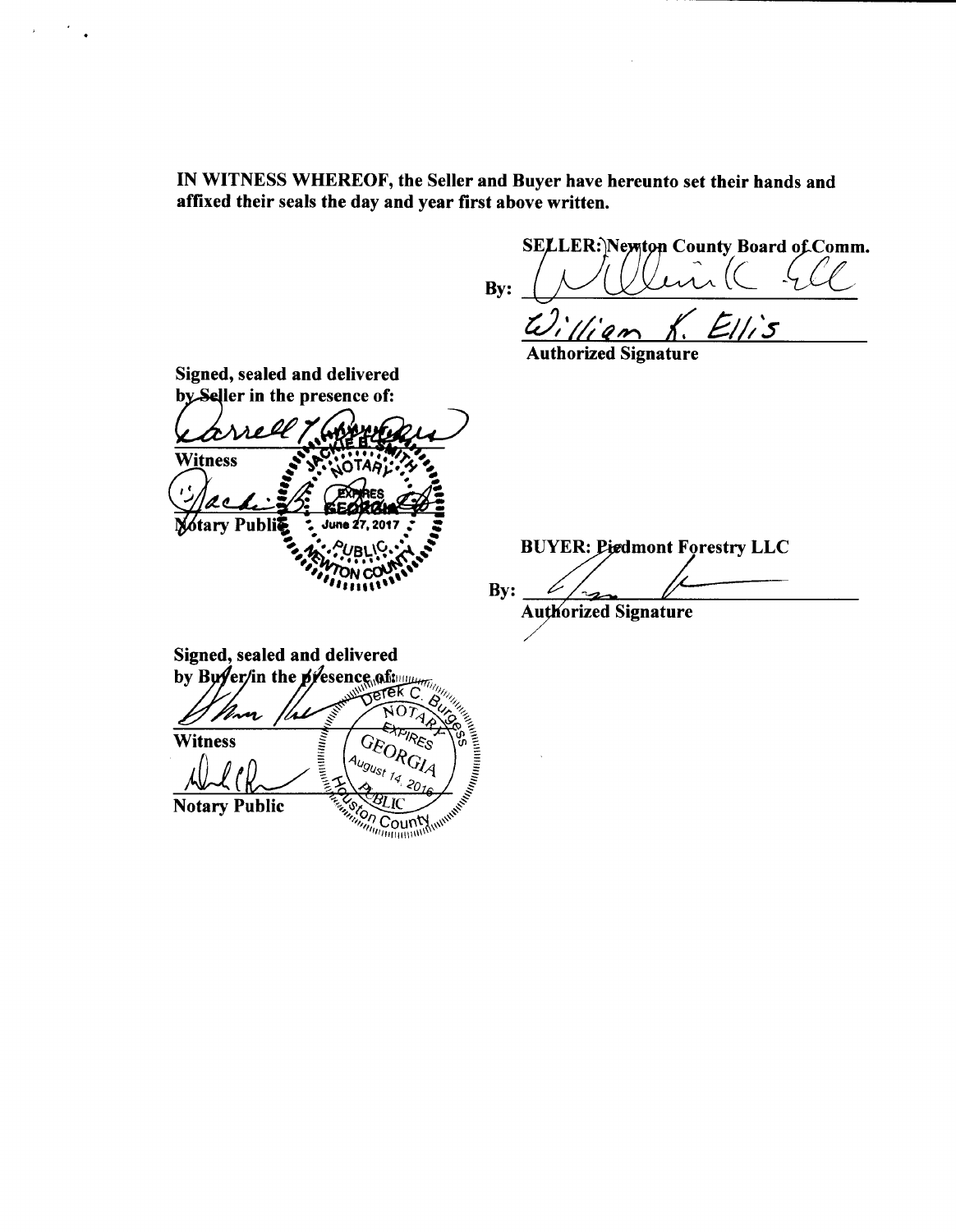**IN WITNESS WHEREOF, the Seller and Buyer have hereunto set their hands and affixed their seals the day and year first above written.**

**SELLER: Newton County Board of Comm.**

By: ______________________________

William K. Ellis

**Authorized Signature**

**Signed, sealed and delivered by Seller in the presence of:**

______________________________
**Witness**

______________________________
**Notary Public**

JACKIE B. SMITH
NOTARY
EXPIRES
GEORGIA
June 27, 2017
PUBLIC
NEWTON COUNTY

**BUYER: Piedmont Forestry LLC**

By: ______________________________

**Authorized Signature**

**Signed, sealed and delivered by Buyer in the presence of:**

______________________________
**Witness**

______________________________
**Notary Public**

Derek C. Burgess
NOTARY
EXPIRES
GEORGIA
August 14, 2016
PUBLIC
Houston County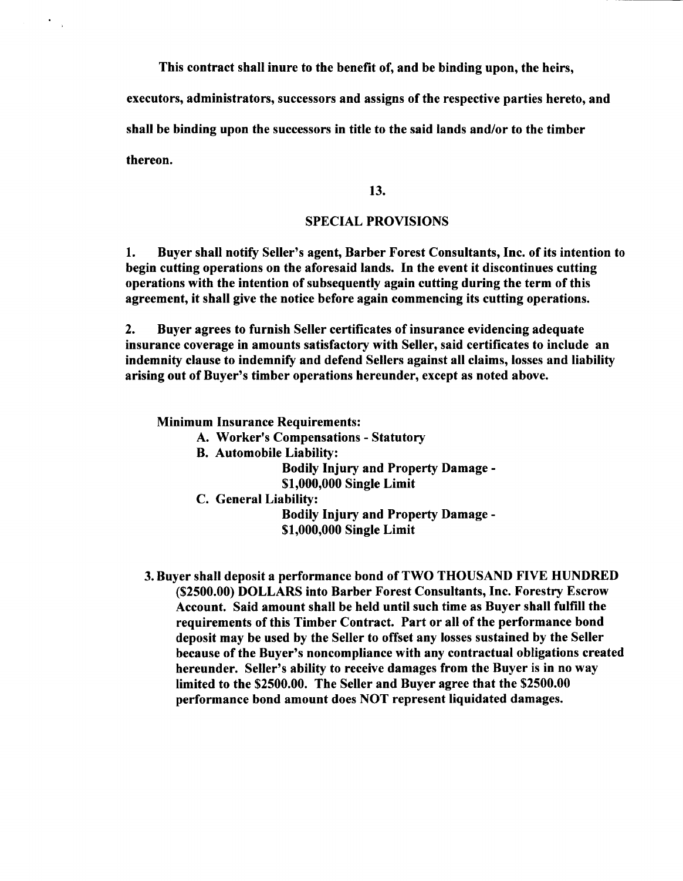**This contract shall inure to the benefit of, and be binding upon, the heirs, executors, administrators, successors and assigns of the respective parties hereto, and shall be binding upon the successors in title to the said lands and/or to the timber thereon.**

**13.**

## SPECIAL PROVISIONS

**1. Buyer shall notify Seller's agent, Barber Forest Consultants, Inc. of its intention to begin cutting operations on the aforesaid lands. In the event it discontinues cutting operations with the intention of subsequently again cutting during the term of this agreement, it shall give the notice before again commencing its cutting operations.**

**2. Buyer agrees to furnish Seller certificates of insurance evidencing adequate insurance coverage in amounts satisfactory with Seller, said certificates to include an indemnity clause to indemnify and defend Sellers against all claims, losses and liability arising out of Buyer's timber operations hereunder, except as noted above.**

**Minimum Insurance Requirements:**

**A. Worker's Compensations - Statutory**

**B. Automobile Liability:**
**Bodily Injury and Property Damage -**
**$1,000,000 Single Limit**

**C. General Liability:**
**Bodily Injury and Property Damage -**
**$1,000,000 Single Limit**

**3. Buyer shall deposit a performance bond of TWO THOUSAND FIVE HUNDRED ($2500.00) DOLLARS into Barber Forest Consultants, Inc. Forestry Escrow Account. Said amount shall be held until such time as Buyer shall fulfill the requirements of this Timber Contract. Part or all of the performance bond deposit may be used by the Seller to offset any losses sustained by the Seller because of the Buyer's noncompliance with any contractual obligations created hereunder. Seller's ability to receive damages from the Buyer is in no way limited to the $2500.00. The Seller and Buyer agree that the $2500.00 performance bond amount does NOT represent liquidated damages.**